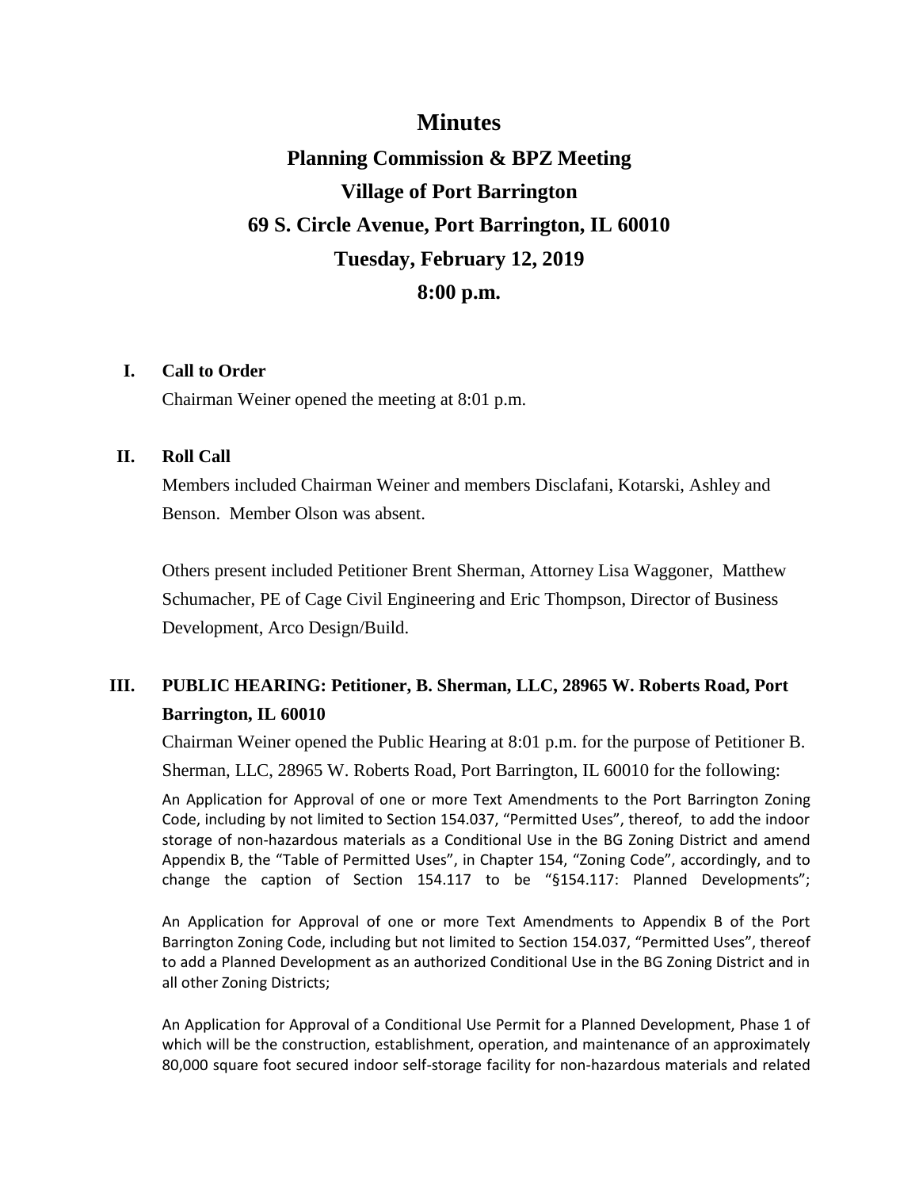# Minutes

## Planning Commission & BPZ Meeting
## Village of Port Barrington
## 69 S. Circle Avenue, Port Barrington, IL 60010
## Tuesday, February 12, 2019
## 8:00 p.m.

### I. Call to Order

Chairman Weiner opened the meeting at 8:01 p.m.

### II. Roll Call

Members included Chairman Weiner and members Disclafani, Kotarski, Ashley and Benson. Member Olson was absent.

Others present included Petitioner Brent Sherman, Attorney Lisa Waggoner, Matthew Schumacher, PE of Cage Civil Engineering and Eric Thompson, Director of Business Development, Arco Design/Build.

### III. PUBLIC HEARING: Petitioner, B. Sherman, LLC, 28965 W. Roberts Road, Port Barrington, IL 60010

Chairman Weiner opened the Public Hearing at 8:01 p.m. for the purpose of Petitioner B. Sherman, LLC, 28965 W. Roberts Road, Port Barrington, IL 60010 for the following:

An Application for Approval of one or more Text Amendments to the Port Barrington Zoning Code, including by not limited to Section 154.037, "Permitted Uses", thereof, to add the indoor storage of non-hazardous materials as a Conditional Use in the BG Zoning District and amend Appendix B, the "Table of Permitted Uses", in Chapter 154, "Zoning Code", accordingly, and to change the caption of Section 154.117 to be "§154.117: Planned Developments";

An Application for Approval of one or more Text Amendments to Appendix B of the Port Barrington Zoning Code, including but not limited to Section 154.037, "Permitted Uses", thereof to add a Planned Development as an authorized Conditional Use in the BG Zoning District and in all other Zoning Districts;

An Application for Approval of a Conditional Use Permit for a Planned Development, Phase 1 of which will be the construction, establishment, operation, and maintenance of an approximately 80,000 square foot secured indoor self-storage facility for non-hazardous materials and related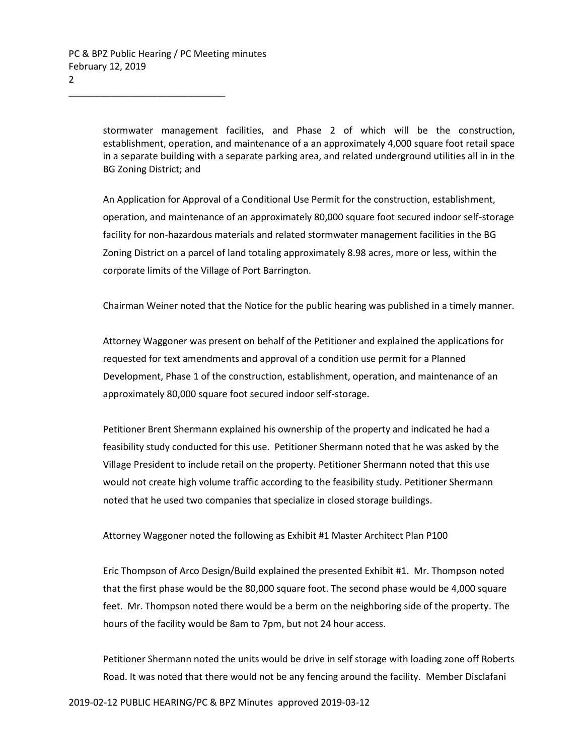stormwater management facilities, and Phase 2 of which will be the construction, establishment, operation, and maintenance of a an approximately 4,000 square foot retail space in a separate building with a separate parking area, and related underground utilities all in in the BG Zoning District; and

An Application for Approval of a Conditional Use Permit for the construction, establishment, operation, and maintenance of an approximately 80,000 square foot secured indoor self-storage facility for non-hazardous materials and related stormwater management facilities in the BG Zoning District on a parcel of land totaling approximately 8.98 acres, more or less, within the corporate limits of the Village of Port Barrington.

Chairman Weiner noted that the Notice for the public hearing was published in a timely manner.

Attorney Waggoner was present on behalf of the Petitioner and explained the applications for requested for text amendments and approval of a condition use permit for a Planned Development, Phase 1 of the construction, establishment, operation, and maintenance of an approximately 80,000 square foot secured indoor self-storage.

Petitioner Brent Shermann explained his ownership of the property and indicated he had a feasibility study conducted for this use. Petitioner Shermann noted that he was asked by the Village President to include retail on the property. Petitioner Shermann noted that this use would not create high volume traffic according to the feasibility study. Petitioner Shermann noted that he used two companies that specialize in closed storage buildings.

Attorney Waggoner noted the following as Exhibit #1 Master Architect Plan P100

Eric Thompson of Arco Design/Build explained the presented Exhibit #1. Mr. Thompson noted that the first phase would be the 80,000 square foot. The second phase would be 4,000 square feet. Mr. Thompson noted there would be a berm on the neighboring side of the property. The hours of the facility would be 8am to 7pm, but not 24 hour access.

Petitioner Shermann noted the units would be drive in self storage with loading zone off Roberts Road. It was noted that there would not be any fencing around the facility. Member Disclafani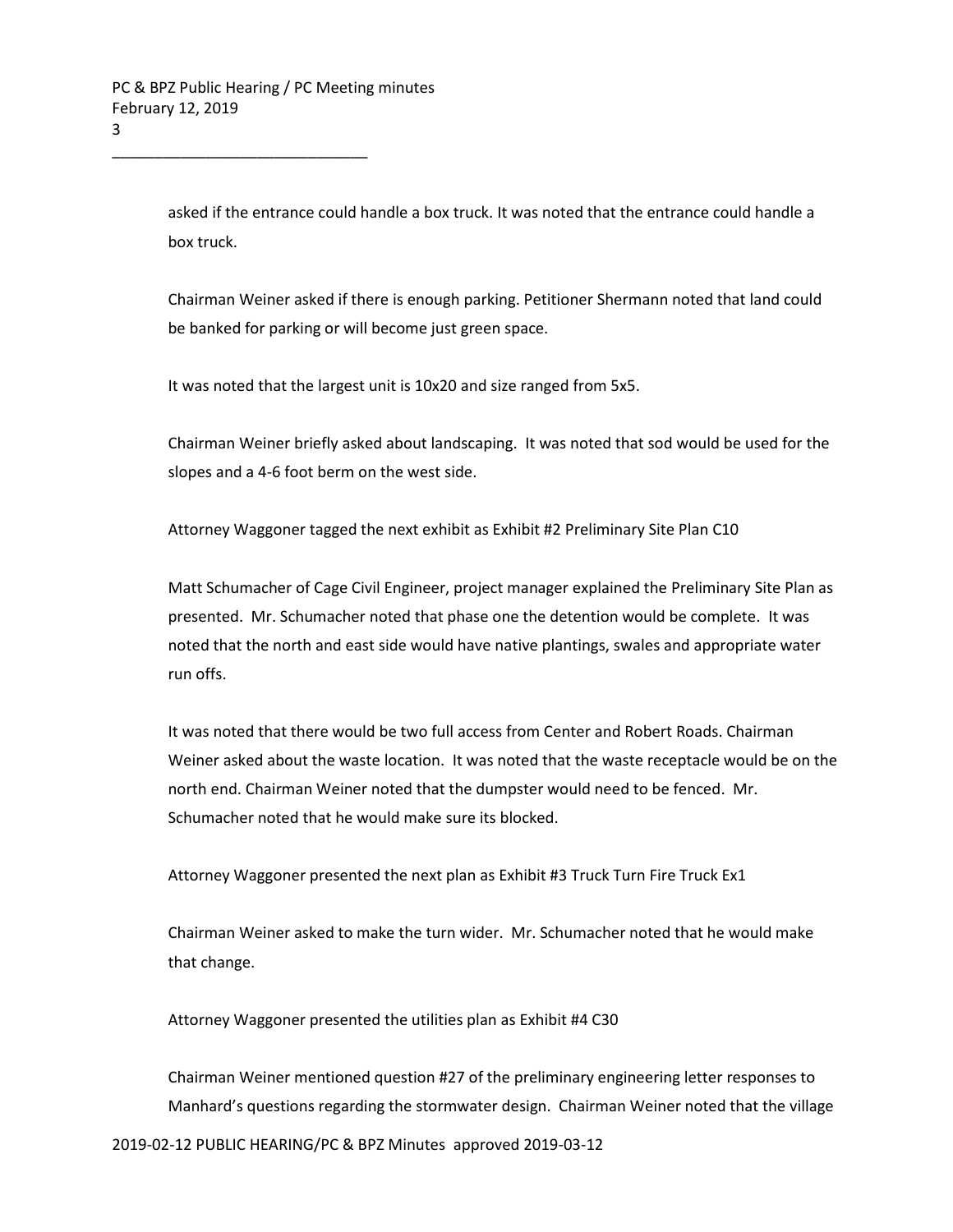asked if the entrance could handle a box truck. It was noted that the entrance could handle a box truck.

Chairman Weiner asked if there is enough parking. Petitioner Shermann noted that land could be banked for parking or will become just green space.

It was noted that the largest unit is 10x20 and size ranged from 5x5.

Chairman Weiner briefly asked about landscaping. It was noted that sod would be used for the slopes and a 4-6 foot berm on the west side.

Attorney Waggoner tagged the next exhibit as Exhibit #2 Preliminary Site Plan C10

Matt Schumacher of Cage Civil Engineer, project manager explained the Preliminary Site Plan as presented. Mr. Schumacher noted that phase one the detention would be complete. It was noted that the north and east side would have native plantings, swales and appropriate water run offs.

It was noted that there would be two full access from Center and Robert Roads. Chairman Weiner asked about the waste location. It was noted that the waste receptacle would be on the north end. Chairman Weiner noted that the dumpster would need to be fenced. Mr. Schumacher noted that he would make sure its blocked.

Attorney Waggoner presented the next plan as Exhibit #3 Truck Turn Fire Truck Ex1

Chairman Weiner asked to make the turn wider. Mr. Schumacher noted that he would make that change.

Attorney Waggoner presented the utilities plan as Exhibit #4 C30

Chairman Weiner mentioned question #27 of the preliminary engineering letter responses to Manhard's questions regarding the stormwater design. Chairman Weiner noted that the village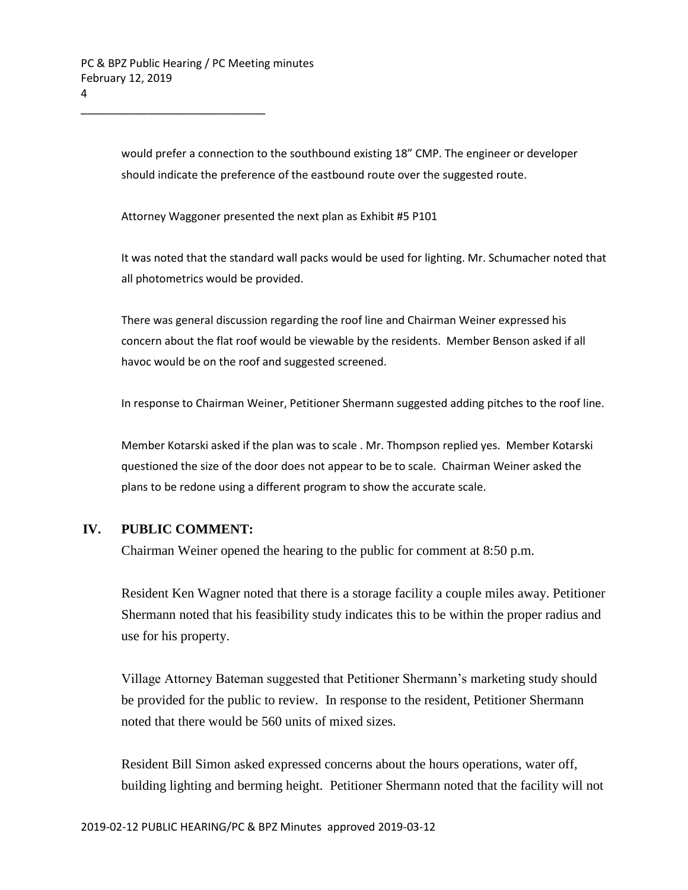would prefer a connection to the southbound existing 18" CMP. The engineer or developer should indicate the preference of the eastbound route over the suggested route.

Attorney Waggoner presented the next plan as Exhibit #5 P101

It was noted that the standard wall packs would be used for lighting. Mr. Schumacher noted that all photometrics would be provided.

There was general discussion regarding the roof line and Chairman Weiner expressed his concern about the flat roof would be viewable by the residents. Member Benson asked if all havoc would be on the roof and suggested screened.

In response to Chairman Weiner, Petitioner Shermann suggested adding pitches to the roof line.

Member Kotarski asked if the plan was to scale . Mr. Thompson replied yes. Member Kotarski questioned the size of the door does not appear to be to scale. Chairman Weiner asked the plans to be redone using a different program to show the accurate scale.

## IV. PUBLIC COMMENT:

Chairman Weiner opened the hearing to the public for comment at 8:50 p.m.

Resident Ken Wagner noted that there is a storage facility a couple miles away. Petitioner Shermann noted that his feasibility study indicates this to be within the proper radius and use for his property.

Village Attorney Bateman suggested that Petitioner Shermann's marketing study should be provided for the public to review. In response to the resident, Petitioner Shermann noted that there would be 560 units of mixed sizes.

Resident Bill Simon asked expressed concerns about the hours operations, water off, building lighting and berming height. Petitioner Shermann noted that the facility will not

2019-02-12 PUBLIC HEARING/PC & BPZ Minutes approved 2019-03-12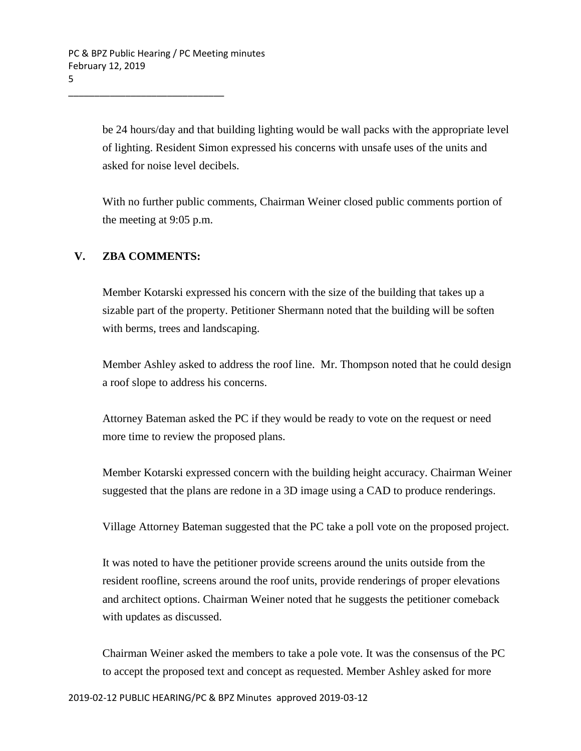be 24 hours/day and that building lighting would be wall packs with the appropriate level of lighting. Resident Simon expressed his concerns with unsafe uses of the units and asked for noise level decibels.

With no further public comments, Chairman Weiner closed public comments portion of the meeting at 9:05 p.m.

## V. ZBA COMMENTS:

Member Kotarski expressed his concern with the size of the building that takes up a sizable part of the property. Petitioner Shermann noted that the building will be soften with berms, trees and landscaping.

Member Ashley asked to address the roof line. Mr. Thompson noted that he could design a roof slope to address his concerns.

Attorney Bateman asked the PC if they would be ready to vote on the request or need more time to review the proposed plans.

Member Kotarski expressed concern with the building height accuracy. Chairman Weiner suggested that the plans are redone in a 3D image using a CAD to produce renderings.

Village Attorney Bateman suggested that the PC take a poll vote on the proposed project.

It was noted to have the petitioner provide screens around the units outside from the resident roofline, screens around the roof units, provide renderings of proper elevations and architect options. Chairman Weiner noted that he suggests the petitioner comeback with updates as discussed.

Chairman Weiner asked the members to take a pole vote. It was the consensus of the PC to accept the proposed text and concept as requested. Member Ashley asked for more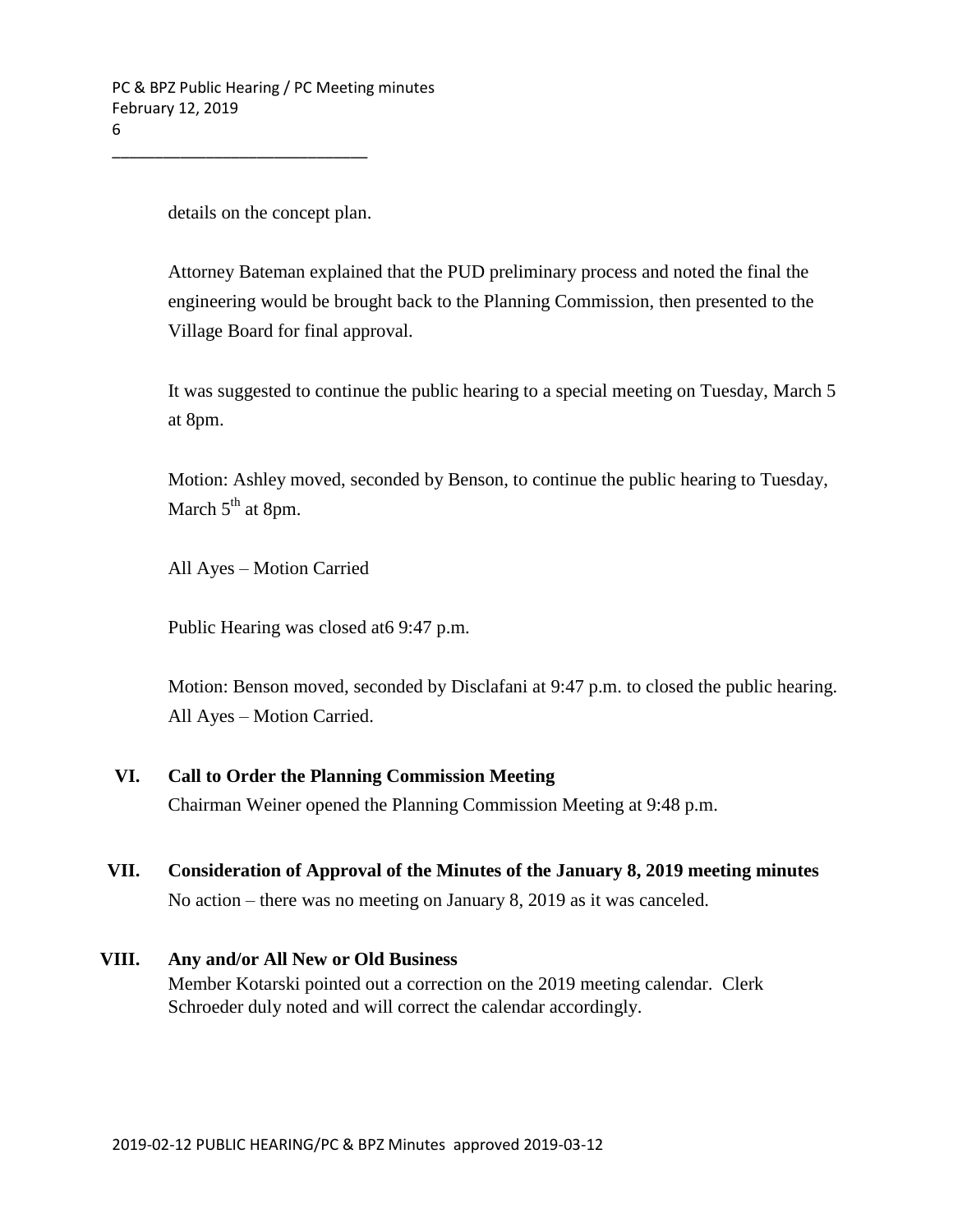details on the concept plan.

Attorney Bateman explained that the PUD preliminary process and noted the final the engineering would be brought back to the Planning Commission, then presented to the Village Board for final approval.

It was suggested to continue the public hearing to a special meeting on Tuesday, March 5 at 8pm.

Motion: Ashley moved, seconded by Benson, to continue the public hearing to Tuesday, March 5th at 8pm.

All Ayes – Motion Carried

Public Hearing was closed at6 9:47 p.m.

Motion: Benson moved, seconded by Disclafani at 9:47 p.m. to closed the public hearing. All Ayes – Motion Carried.

## VI. Call to Order the Planning Commission Meeting

Chairman Weiner opened the Planning Commission Meeting at 9:48 p.m.

## VII. Consideration of Approval of the Minutes of the January 8, 2019 meeting minutes

No action – there was no meeting on January 8, 2019 as it was canceled.

## VIII. Any and/or All New or Old Business

Member Kotarski pointed out a correction on the 2019 meeting calendar. Clerk Schroeder duly noted and will correct the calendar accordingly.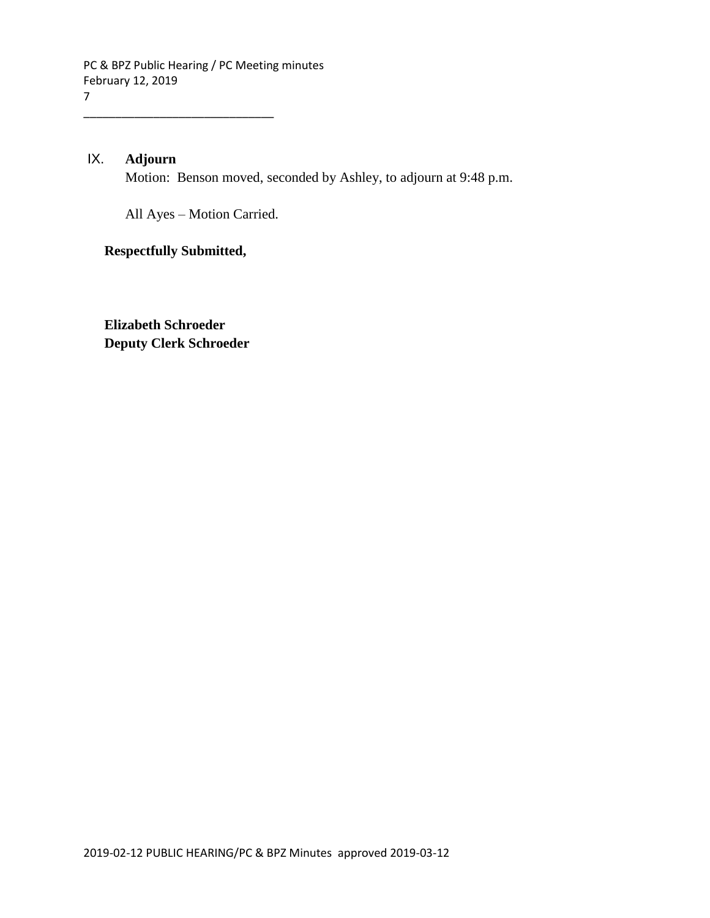## IX. Adjourn

Motion: Benson moved, seconded by Ashley, to adjourn at 9:48 p.m.

All Ayes – Motion Carried.

**Respectfully Submitted,**

**Elizabeth Schroeder**
**Deputy Clerk Schroeder**